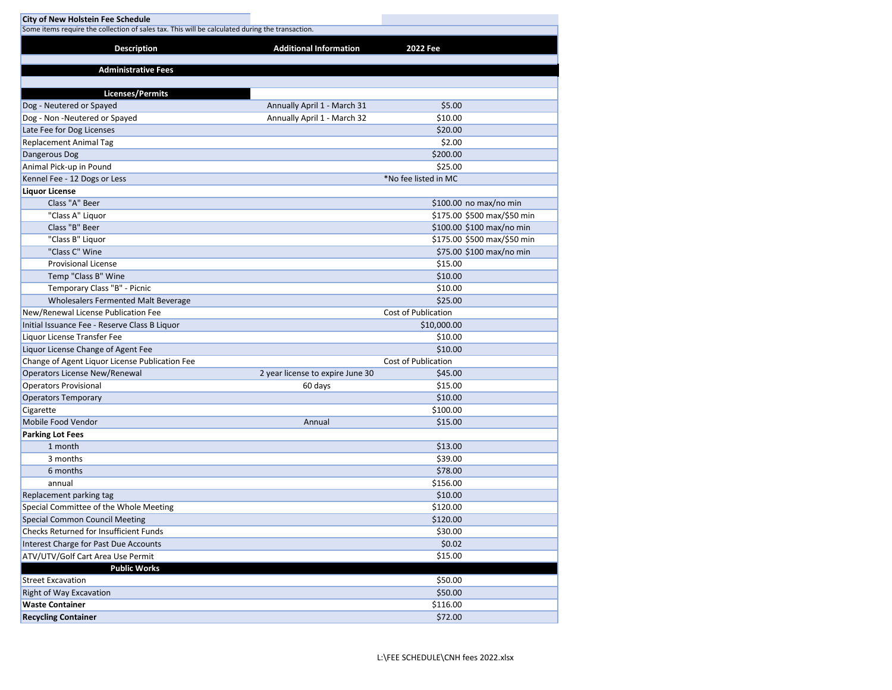**City of New Holstein Fee Schedule**

Some items require the collection of sales tax. This will be calculated during the transaction.

| Description | Additional Information | 2022 Fee | |
|---|---|---|---|
| **Administrative Fees** | | | |
| **Licenses/Permits** | | | |
| Dog - Neutered or Spayed | Annually April 1 - March 31 | $5.00 | |
| Dog - Non -Neutered or Spayed | Annually April 1 - March 32 | $10.00 | |
| Late Fee for Dog Licenses | | $20.00 | |
| Replacement Animal Tag | | $2.00 | |
| Dangerous Dog | | $200.00 | |
| Animal Pick-up in Pound | | $25.00 | |
| Kennel Fee - 12 Dogs or Less | | *No fee listed in MC | |
| **Liquor License** | | | |
| Class "A" Beer | | $100.00 | no max/no min |
| "Class A" Liquor | | $175.00 | $500 max/$50 min |
| "Class B" Beer | | $100.00 | $100 max/no min |
| "Class B" Liquor | | $175.00 | $500 max/$50 min |
| "Class C" Wine | | $75.00 | $100 max/no min |
| Provisional License | | $15.00 | |
| Temp "Class B" Wine | | $10.00 | |
| Temporary Class "B" - Picnic | | $10.00 | |
| Wholesalers Fermented Malt Beverage | | $25.00 | |
| New/Renewal License Publication Fee | | Cost of Publication | |
| Initial Issuance Fee - Reserve Class B Liquor | | $10,000.00 | |
| Liquor License Transfer Fee | | $10.00 | |
| Liquor License Change of Agent Fee | | $10.00 | |
| Change of Agent Liquor License Publication Fee | | Cost of Publication | |
| Operators License New/Renewal | 2 year license to expire June 30 | $45.00 | |
| Operators Provisional | 60 days | $15.00 | |
| Operators Temporary | | $10.00 | |
| Cigarette | | $100.00 | |
| Mobile Food Vendor | Annual | $15.00 | |
| **Parking Lot Fees** | | | |
| 1 month | | $13.00 | |
| 3 months | | $39.00 | |
| 6 months | | $78.00 | |
| annual | | $156.00 | |
| Replacement parking tag | | $10.00 | |
| Special Committee of the Whole Meeting | | $120.00 | |
| Special Common Council Meeting | | $120.00 | |
| Checks Returned for Insufficient Funds | | $30.00 | |
| Interest Charge for Past Due Accounts | | $0.02 | |
| ATV/UTV/Golf Cart Area Use Permit | | $15.00 | |
| **Public Works** | | | |
| Street Excavation | | $50.00 | |
| Right of Way Excavation | | $50.00 | |
| **Waste Container** | | $116.00 | |
| **Recycling Container** | | $72.00 | |

L:\FEE SCHEDULE\CNH fees 2022.xlsx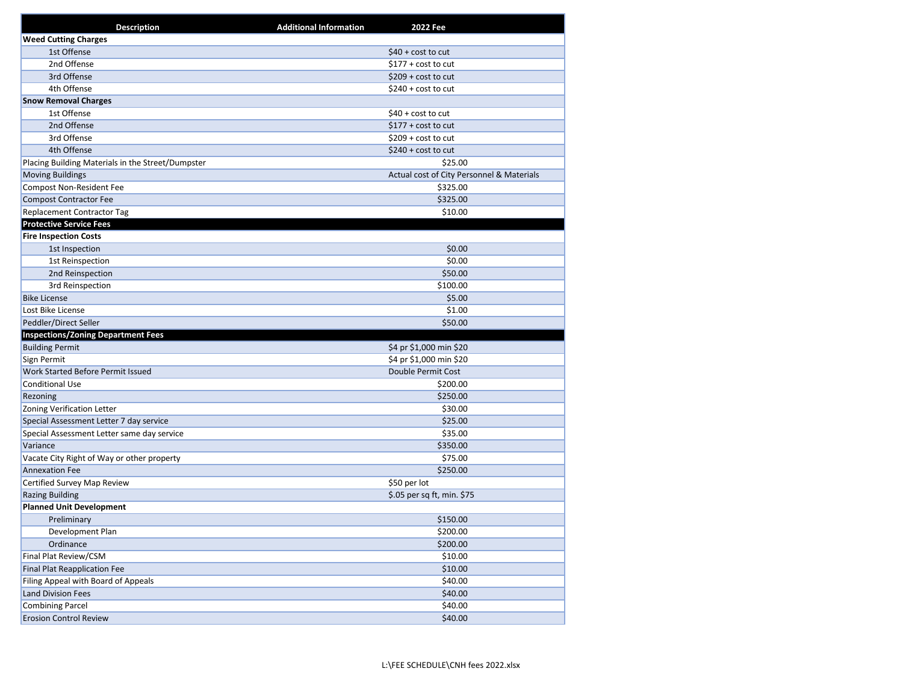| Description | Additional Information | 2022 Fee |
|---|---|---|
| **Weed Cutting Charges** | | |
| 1st Offense | | $40 + cost to cut |
| 2nd Offense | | $177 + cost to cut |
| 3rd Offense | | $209 + cost to cut |
| 4th Offense | | $240 + cost to cut |
| **Snow Removal Charges** | | |
| 1st Offense | | $40 + cost to cut |
| 2nd Offense | | $177 + cost to cut |
| 3rd Offense | | $209 + cost to cut |
| 4th Offense | | $240 + cost to cut |
| Placing Building Materials in the Street/Dumpster | | $25.00 |
| Moving Buildings | | Actual cost of City Personnel & Materials |
| Compost Non-Resident Fee | | $325.00 |
| Compost Contractor Fee | | $325.00 |
| Replacement Contractor Tag | | $10.00 |
| **Protective Service Fees** | | |
| **Fire Inspection Costs** | | |
| 1st Inspection | | $0.00 |
| 1st Reinspection | | $0.00 |
| 2nd Reinspection | | $50.00 |
| 3rd Reinspection | | $100.00 |
| Bike License | | $5.00 |
| Lost Bike License | | $1.00 |
| Peddler/Direct Seller | | $50.00 |
| **Inspections/Zoning Department Fees** | | |
| Building Permit | | $4 pr $1,000 min $20 |
| Sign Permit | | $4 pr $1,000 min $20 |
| Work Started Before Permit Issued | | Double Permit Cost |
| Conditional Use | | $200.00 |
| Rezoning | | $250.00 |
| Zoning Verification Letter | | $30.00 |
| Special Assessment Letter 7 day service | | $25.00 |
| Special Assessment Letter same day service | | $35.00 |
| Variance | | $350.00 |
| Vacate City Right of Way or other property | | $75.00 |
| Annexation Fee | | $250.00 |
| Certified Survey Map Review | | $50 per lot |
| Razing Building | | $.05 per sq ft, min. $75 |
| **Planned Unit Development** | | |
| Preliminary | | $150.00 |
| Development Plan | | $200.00 |
| Ordinance | | $200.00 |
| Final Plat Review/CSM | | $10.00 |
| Final Plat Reapplication Fee | | $10.00 |
| Filing Appeal with Board of Appeals | | $40.00 |
| Land Division Fees | | $40.00 |
| Combining Parcel | | $40.00 |
| Erosion Control Review | | $40.00 |

L:\FEE SCHEDULE\CNH fees 2022.xlsx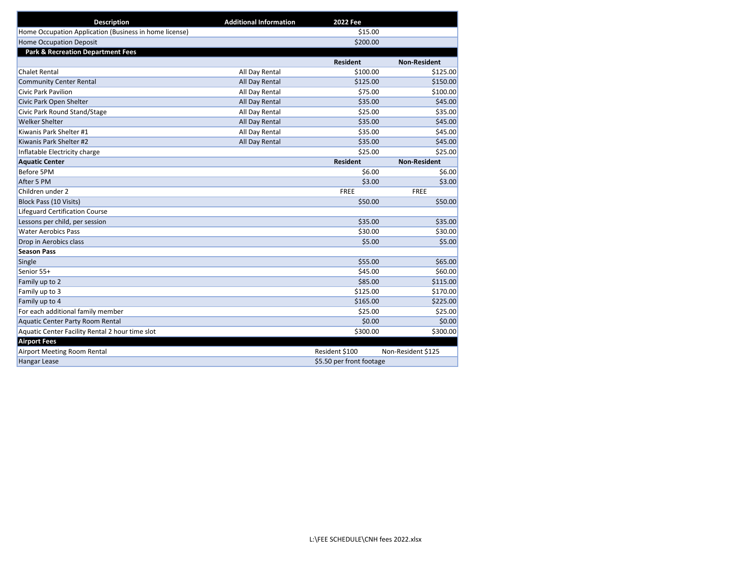| Description | Additional Information | 2022 Fee | |
|---|---|---|---|
| Home Occupation Application (Business in home license) | | $15.00 | |
| Home Occupation Deposit | | $200.00 | |
| **Park & Recreation Department Fees** | | | |
| | | **Resident** | **Non-Resident** |
| Chalet Rental | All Day Rental | $100.00 | $125.00 |
| Community Center Rental | All Day Rental | $125.00 | $150.00 |
| Civic Park Pavilion | All Day Rental | $75.00 | $100.00 |
| Civic Park Open Shelter | All Day Rental | $35.00 | $45.00 |
| Civic Park Round Stand/Stage | All Day Rental | $25.00 | $35.00 |
| Welker Shelter | All Day Rental | $35.00 | $45.00 |
| Kiwanis Park Shelter #1 | All Day Rental | $35.00 | $45.00 |
| Kiwanis Park Shelter #2 | All Day Rental | $35.00 | $45.00 |
| Inflatable Electricity charge | | $25.00 | $25.00 |
| **Aquatic Center** | | **Resident** | **Non-Resident** |
| Before 5PM | | $6.00 | $6.00 |
| After 5 PM | | $3.00 | $3.00 |
| Children under 2 | | FREE | FREE |
| Block Pass (10 Visits) | | $50.00 | $50.00 |
| Lifeguard Certification Course | | | |
| Lessons per child, per session | | $35.00 | $35.00 |
| Water Aerobics Pass | | $30.00 | $30.00 |
| Drop in Aerobics class | | $5.00 | $5.00 |
| **Season Pass** | | | |
| Single | | $55.00 | $65.00 |
| Senior 55+ | | $45.00 | $60.00 |
| Family up to 2 | | $85.00 | $115.00 |
| Family up to 3 | | $125.00 | $170.00 |
| Family up to 4 | | $165.00 | $225.00 |
| For each additional family member | | $25.00 | $25.00 |
| Aquatic Center Party Room Rental | | $0.00 | $0.00 |
| Aquatic Center Facility Rental 2 hour time slot | | $300.00 | $300.00 |
| **Airport Fees** | | | |
| Airport Meeting Room Rental | | Resident $100 | Non-Resident $125 |
| Hangar Lease | | $5.50 per front footage | |

L:\FEE SCHEDULE\CNH fees 2022.xlsx